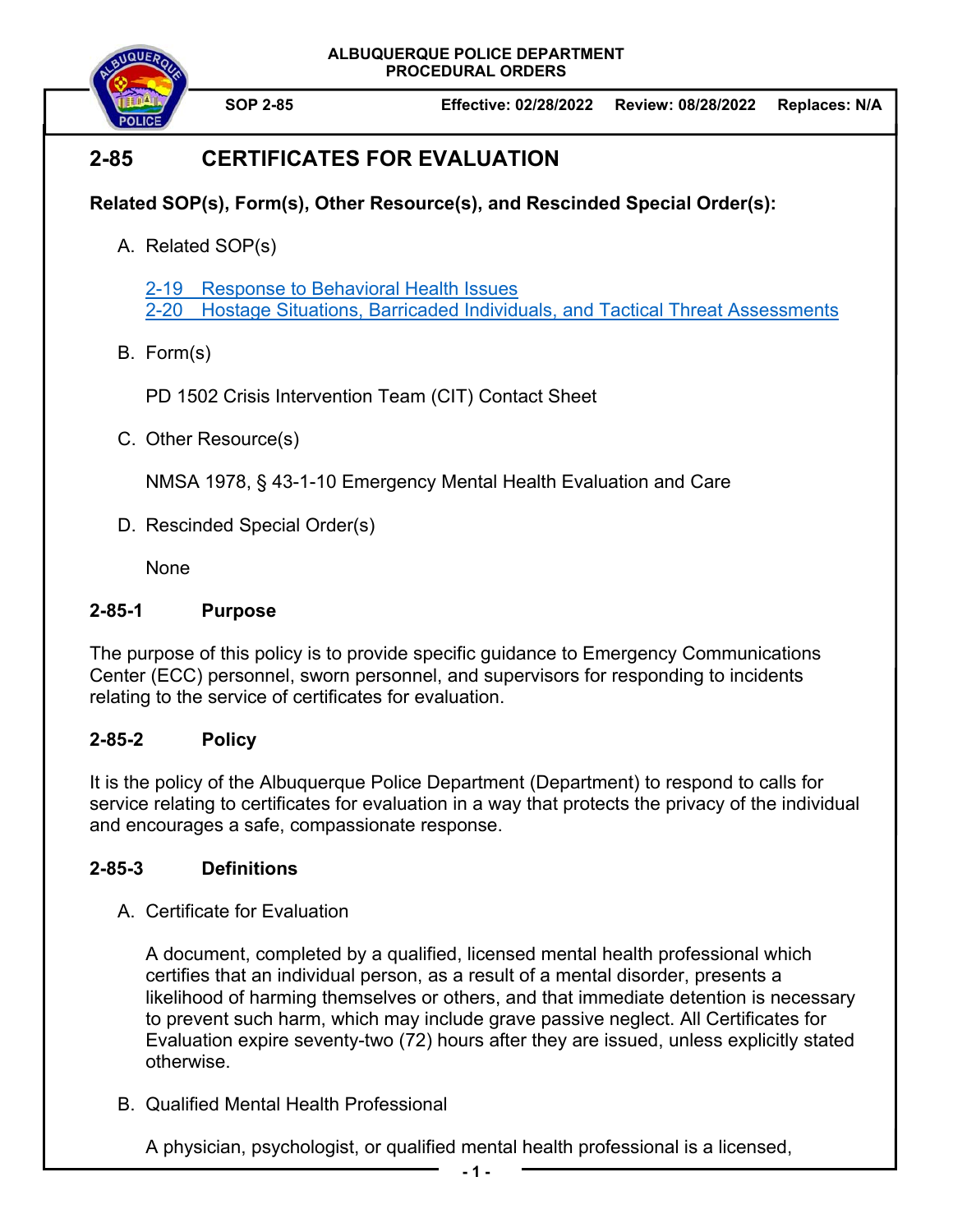ALBUQUERQUE POLICE DEPARTMENT
PROCEDURAL ORDERS

**SOP 2-85** | **Effective: 02/28/2022** | **Review: 08/28/2022** | **Replaces: N/A**

# 2-85 CERTIFICATES FOR EVALUATION

**Related SOP(s), Form(s), Other Resource(s), and Rescinded Special Order(s):**

A. Related SOP(s)

   2-19 Response to Behavioral Health Issues
   2-20 Hostage Situations, Barricaded Individuals, and Tactical Threat Assessments

B. Form(s)

   PD 1502 Crisis Intervention Team (CIT) Contact Sheet

C. Other Resource(s)

   NMSA 1978, § 43-1-10 Emergency Mental Health Evaluation and Care

D. Rescinded Special Order(s)

   None

## 2-85-1 Purpose

The purpose of this policy is to provide specific guidance to Emergency Communications Center (ECC) personnel, sworn personnel, and supervisors for responding to incidents relating to the service of certificates for evaluation.

## 2-85-2 Policy

It is the policy of the Albuquerque Police Department (Department) to respond to calls for service relating to certificates for evaluation in a way that protects the privacy of the individual and encourages a safe, compassionate response.

## 2-85-3 Definitions

A. Certificate for Evaluation

   A document, completed by a qualified, licensed mental health professional which certifies that an individual person, as a result of a mental disorder, presents a likelihood of harming themselves or others, and that immediate detention is necessary to prevent such harm, which may include grave passive neglect. All Certificates for Evaluation expire seventy-two (72) hours after they are issued, unless explicitly stated otherwise.

B. Qualified Mental Health Professional

   A physician, psychologist, or qualified mental health professional is a licensed,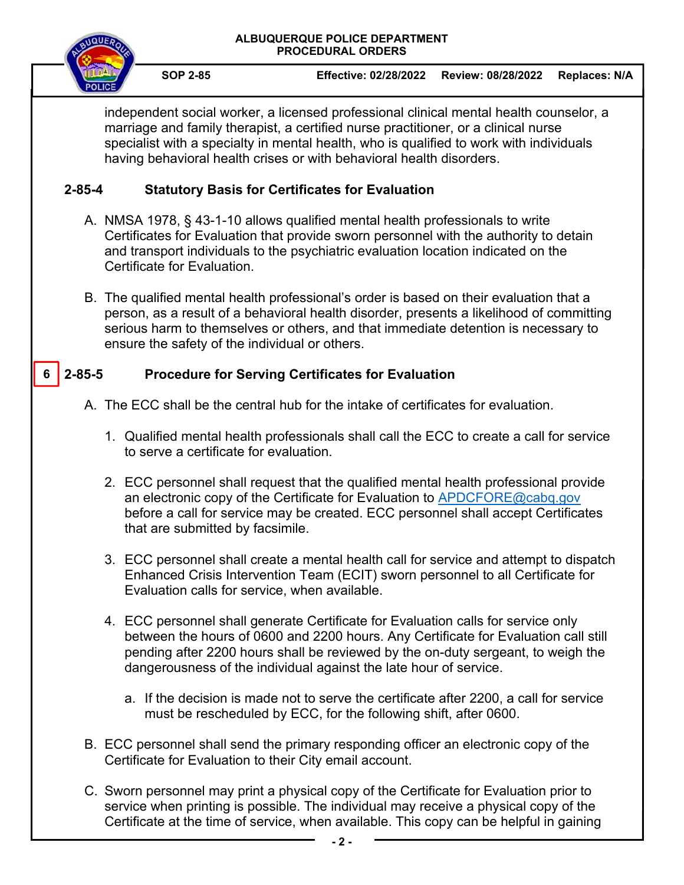independent social worker, a licensed professional clinical mental health counselor, a marriage and family therapist, a certified nurse practitioner, or a clinical nurse specialist with a specialty in mental health, who is qualified to work with individuals having behavioral health crises or with behavioral health disorders.

## 2-85-4 Statutory Basis for Certificates for Evaluation

A. NMSA 1978, § 43-1-10 allows qualified mental health professionals to write Certificates for Evaluation that provide sworn personnel with the authority to detain and transport individuals to the psychiatric evaluation location indicated on the Certificate for Evaluation.

B. The qualified mental health professional's order is based on their evaluation that a person, as a result of a behavioral health disorder, presents a likelihood of committing serious harm to themselves or others, and that immediate detention is necessary to ensure the safety of the individual or others.

## 6 2-85-5 Procedure for Serving Certificates for Evaluation

A. The ECC shall be the central hub for the intake of certificates for evaluation.

1. Qualified mental health professionals shall call the ECC to create a call for service to serve a certificate for evaluation.

2. ECC personnel shall request that the qualified mental health professional provide an electronic copy of the Certificate for Evaluation to APDCFORE@cabq.gov before a call for service may be created. ECC personnel shall accept Certificates that are submitted by facsimile.

3. ECC personnel shall create a mental health call for service and attempt to dispatch Enhanced Crisis Intervention Team (ECIT) sworn personnel to all Certificate for Evaluation calls for service, when available.

4. ECC personnel shall generate Certificate for Evaluation calls for service only between the hours of 0600 and 2200 hours. Any Certificate for Evaluation call still pending after 2200 hours shall be reviewed by the on-duty sergeant, to weigh the dangerousness of the individual against the late hour of service.

   a. If the decision is made not to serve the certificate after 2200, a call for service must be rescheduled by ECC, for the following shift, after 0600.

B. ECC personnel shall send the primary responding officer an electronic copy of the Certificate for Evaluation to their City email account.

C. Sworn personnel may print a physical copy of the Certificate for Evaluation prior to service when printing is possible. The individual may receive a physical copy of the Certificate at the time of service, when available. This copy can be helpful in gaining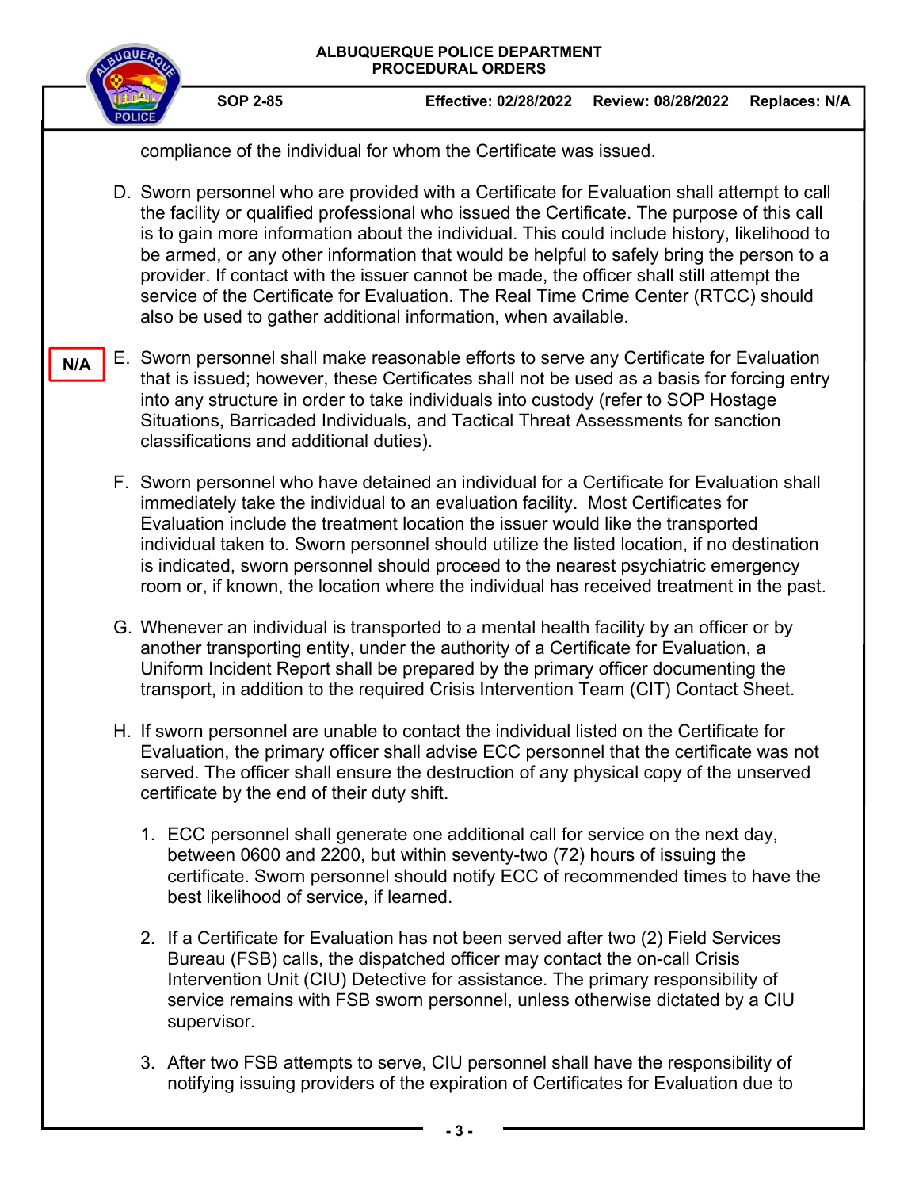compliance of the individual for whom the Certificate was issued.

D. Sworn personnel who are provided with a Certificate for Evaluation shall attempt to call the facility or qualified professional who issued the Certificate. The purpose of this call is to gain more information about the individual. This could include history, likelihood to be armed, or any other information that would be helpful to safely bring the person to a provider. If contact with the issuer cannot be made, the officer shall still attempt the service of the Certificate for Evaluation. The Real Time Crime Center (RTCC) should also be used to gather additional information, when available.

N/A

E. Sworn personnel shall make reasonable efforts to serve any Certificate for Evaluation that is issued; however, these Certificates shall not be used as a basis for forcing entry into any structure in order to take individuals into custody (refer to SOP Hostage Situations, Barricaded Individuals, and Tactical Threat Assessments for sanction classifications and additional duties).

F. Sworn personnel who have detained an individual for a Certificate for Evaluation shall immediately take the individual to an evaluation facility. Most Certificates for Evaluation include the treatment location the issuer would like the transported individual taken to. Sworn personnel should utilize the listed location, if no destination is indicated, sworn personnel should proceed to the nearest psychiatric emergency room or, if known, the location where the individual has received treatment in the past.

G. Whenever an individual is transported to a mental health facility by an officer or by another transporting entity, under the authority of a Certificate for Evaluation, a Uniform Incident Report shall be prepared by the primary officer documenting the transport, in addition to the required Crisis Intervention Team (CIT) Contact Sheet.

H. If sworn personnel are unable to contact the individual listed on the Certificate for Evaluation, the primary officer shall advise ECC personnel that the certificate was not served. The officer shall ensure the destruction of any physical copy of the unserved certificate by the end of their duty shift.

   1. ECC personnel shall generate one additional call for service on the next day, between 0600 and 2200, but within seventy-two (72) hours of issuing the certificate. Sworn personnel should notify ECC of recommended times to have the best likelihood of service, if learned.

   2. If a Certificate for Evaluation has not been served after two (2) Field Services Bureau (FSB) calls, the dispatched officer may contact the on-call Crisis Intervention Unit (CIU) Detective for assistance. The primary responsibility of service remains with FSB sworn personnel, unless otherwise dictated by a CIU supervisor.

   3. After two FSB attempts to serve, CIU personnel shall have the responsibility of notifying issuing providers of the expiration of Certificates for Evaluation due to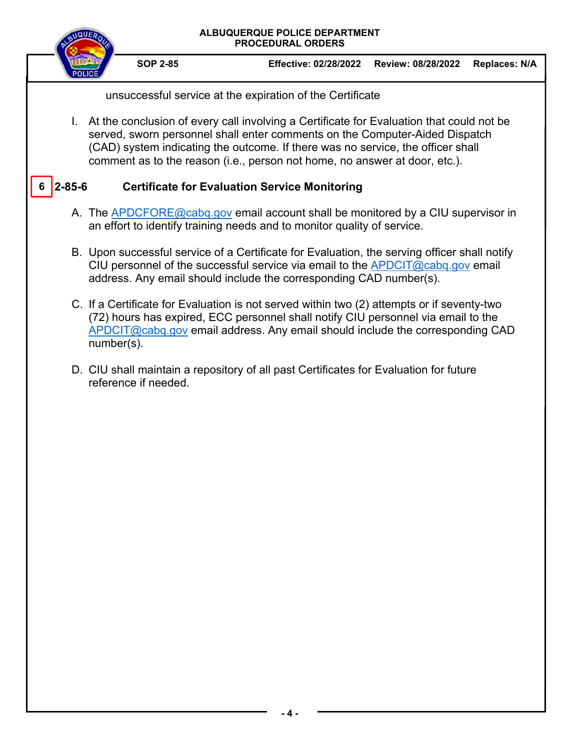unsuccessful service at the expiration of the Certificate

I. At the conclusion of every call involving a Certificate for Evaluation that could not be served, sworn personnel shall enter comments on the Computer-Aided Dispatch (CAD) system indicating the outcome. If there was no service, the officer shall comment as to the reason (i.e., person not home, no answer at door, etc.).

## 6 2-85-6 Certificate for Evaluation Service Monitoring

A. The APDCFORE@cabq.gov email account shall be monitored by a CIU supervisor in an effort to identify training needs and to monitor quality of service.

B. Upon successful service of a Certificate for Evaluation, the serving officer shall notify CIU personnel of the successful service via email to the APDCIT@cabq.gov email address. Any email should include the corresponding CAD number(s).

C. If a Certificate for Evaluation is not served within two (2) attempts or if seventy-two (72) hours has expired, ECC personnel shall notify CIU personnel via email to the APDCIT@cabq.gov email address. Any email should include the corresponding CAD number(s).

D. CIU shall maintain a repository of all past Certificates for Evaluation for future reference if needed.